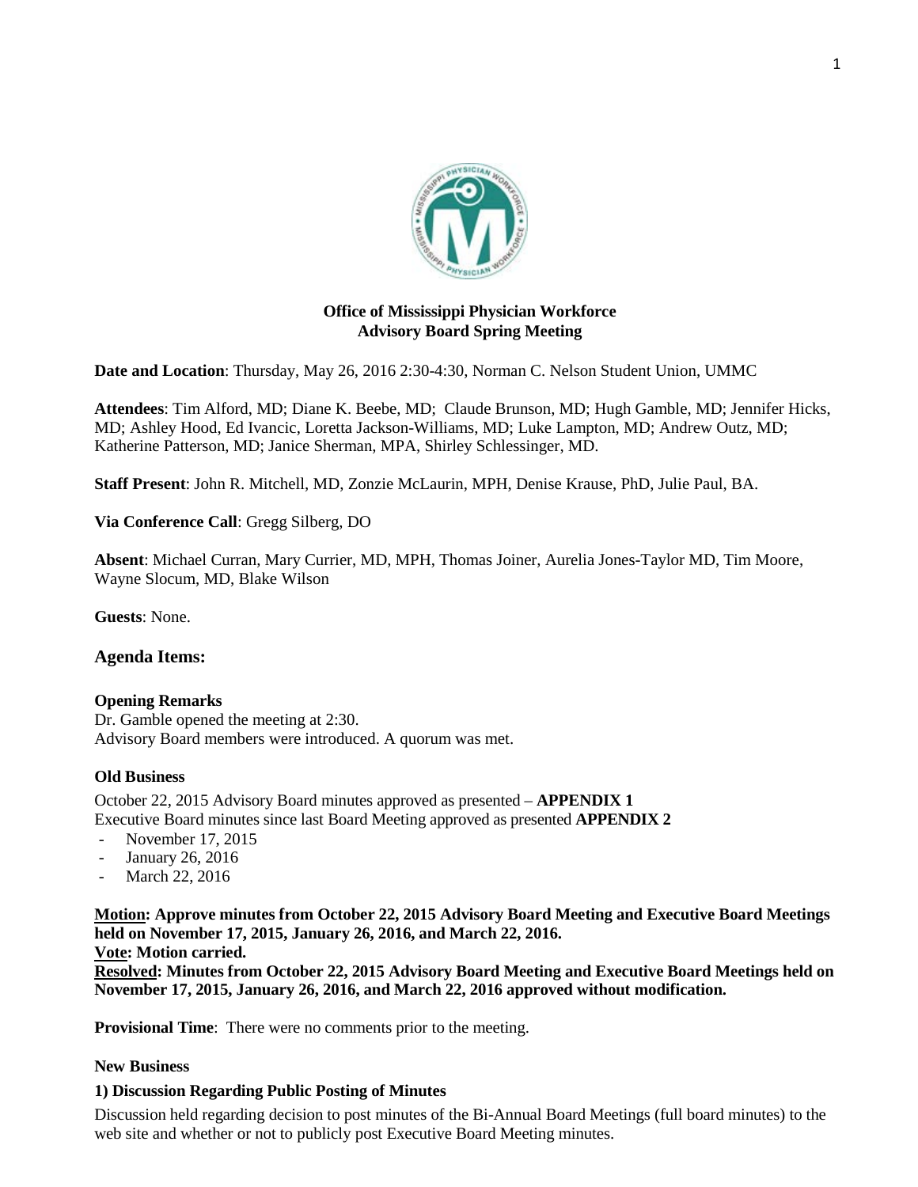**Office of Mississippi Physician Workforce**
**Advisory Board Spring Meeting**

**Date and Location**: Thursday, May 26, 2016 2:30-4:30, Norman C. Nelson Student Union, UMMC

**Attendees**: Tim Alford, MD; Diane K. Beebe, MD; Claude Brunson, MD; Hugh Gamble, MD; Jennifer Hicks, MD; Ashley Hood, Ed Ivancic, Loretta Jackson-Williams, MD; Luke Lampton, MD; Andrew Outz, MD; Katherine Patterson, MD; Janice Sherman, MPA, Shirley Schlessinger, MD.

**Staff Present**: John R. Mitchell, MD, Zonzie McLaurin, MPH, Denise Krause, PhD, Julie Paul, BA.

**Via Conference Call**: Gregg Silberg, DO

**Absent**: Michael Curran, Mary Currier, MD, MPH, Thomas Joiner, Aurelia Jones-Taylor MD, Tim Moore, Wayne Slocum, MD, Blake Wilson

**Guests**: None.

## Agenda Items:

### Opening Remarks

Dr. Gamble opened the meeting at 2:30.
Advisory Board members were introduced. A quorum was met.

### Old Business

October 22, 2015 Advisory Board minutes approved as presented – **APPENDIX 1**
Executive Board minutes since last Board Meeting approved as presented **APPENDIX 2**

- November 17, 2015
- January 26, 2016
- March 22, 2016

**Motion: Approve minutes from October 22, 2015 Advisory Board Meeting and Executive Board Meetings held on November 17, 2015, January 26, 2016, and March 22, 2016.**
**Vote: Motion carried.**
**Resolved: Minutes from October 22, 2015 Advisory Board Meeting and Executive Board Meetings held on November 17, 2015, January 26, 2016, and March 22, 2016 approved without modification.**

**Provisional Time**: There were no comments prior to the meeting.

### New Business

**1) Discussion Regarding Public Posting of Minutes**

Discussion held regarding decision to post minutes of the Bi-Annual Board Meetings (full board minutes) to the web site and whether or not to publicly post Executive Board Meeting minutes.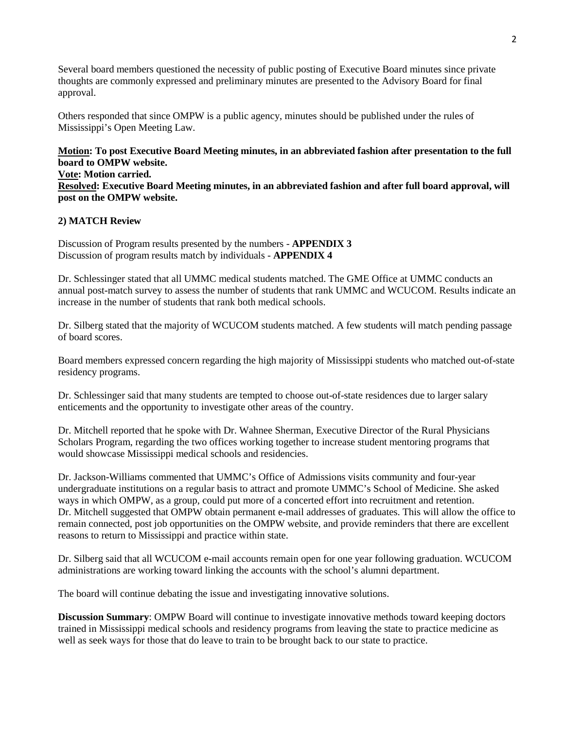Several board members questioned the necessity of public posting of Executive Board minutes since private thoughts are commonly expressed and preliminary minutes are presented to the Advisory Board for final approval.

Others responded that since OMPW is a public agency, minutes should be published under the rules of Mississippi's Open Meeting Law.

**<u>Motion</u>: To post Executive Board Meeting minutes, in an abbreviated fashion after presentation to the full board to OMPW website.**
**<u>Vote</u>: Motion carried.**
**<u>Resolved</u>: Executive Board Meeting minutes, in an abbreviated fashion and after full board approval, will post on the OMPW website.**

**2) MATCH Review**

Discussion of Program results presented by the numbers - **APPENDIX 3**
Discussion of program results match by individuals - **APPENDIX 4**

Dr. Schlessinger stated that all UMMC medical students matched. The GME Office at UMMC conducts an annual post-match survey to assess the number of students that rank UMMC and WCUCOM. Results indicate an increase in the number of students that rank both medical schools.

Dr. Silberg stated that the majority of WCUCOM students matched. A few students will match pending passage of board scores.

Board members expressed concern regarding the high majority of Mississippi students who matched out-of-state residency programs.

Dr. Schlessinger said that many students are tempted to choose out-of-state residences due to larger salary enticements and the opportunity to investigate other areas of the country.

Dr. Mitchell reported that he spoke with Dr. Wahnee Sherman, Executive Director of the Rural Physicians Scholars Program, regarding the two offices working together to increase student mentoring programs that would showcase Mississippi medical schools and residencies.

Dr. Jackson-Williams commented that UMMC's Office of Admissions visits community and four-year undergraduate institutions on a regular basis to attract and promote UMMC's School of Medicine. She asked ways in which OMPW, as a group, could put more of a concerted effort into recruitment and retention. Dr. Mitchell suggested that OMPW obtain permanent e-mail addresses of graduates. This will allow the office to remain connected, post job opportunities on the OMPW website, and provide reminders that there are excellent reasons to return to Mississippi and practice within state.

Dr. Silberg said that all WCUCOM e-mail accounts remain open for one year following graduation. WCUCOM administrations are working toward linking the accounts with the school's alumni department.

The board will continue debating the issue and investigating innovative solutions.

**Discussion Summary**: OMPW Board will continue to investigate innovative methods toward keeping doctors trained in Mississippi medical schools and residency programs from leaving the state to practice medicine as well as seek ways for those that do leave to train to be brought back to our state to practice.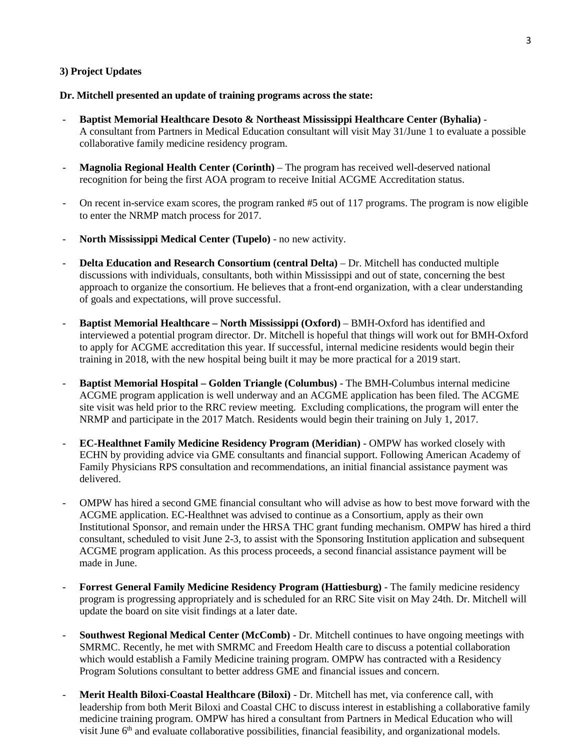**3) Project Updates**

**Dr. Mitchell presented an update of training programs across the state:**

- **Baptist Memorial Healthcare Desoto & Northeast Mississippi Healthcare Center (Byhalia)** - A consultant from Partners in Medical Education consultant will visit May 31/June 1 to evaluate a possible collaborative family medicine residency program.
- **Magnolia Regional Health Center (Corinth)** – The program has received well-deserved national recognition for being the first AOA program to receive Initial ACGME Accreditation status.
- On recent in-service exam scores, the program ranked #5 out of 117 programs. The program is now eligible to enter the NRMP match process for 2017.
- **North Mississippi Medical Center (Tupelo)** - no new activity.
- **Delta Education and Research Consortium (central Delta)** – Dr. Mitchell has conducted multiple discussions with individuals, consultants, both within Mississippi and out of state, concerning the best approach to organize the consortium. He believes that a front-end organization, with a clear understanding of goals and expectations, will prove successful.
- **Baptist Memorial Healthcare – North Mississippi (Oxford)** – BMH-Oxford has identified and interviewed a potential program director. Dr. Mitchell is hopeful that things will work out for BMH-Oxford to apply for ACGME accreditation this year. If successful, internal medicine residents would begin their training in 2018, with the new hospital being built it may be more practical for a 2019 start.
- **Baptist Memorial Hospital – Golden Triangle (Columbus)** - The BMH-Columbus internal medicine ACGME program application is well underway and an ACGME application has been filed. The ACGME site visit was held prior to the RRC review meeting. Excluding complications, the program will enter the NRMP and participate in the 2017 Match. Residents would begin their training on July 1, 2017.
- **EC-Healthnet Family Medicine Residency Program (Meridian)** - OMPW has worked closely with ECHN by providing advice via GME consultants and financial support. Following American Academy of Family Physicians RPS consultation and recommendations, an initial financial assistance payment was delivered.
- OMPW has hired a second GME financial consultant who will advise as how to best move forward with the ACGME application. EC-Healthnet was advised to continue as a Consortium, apply as their own Institutional Sponsor, and remain under the HRSA THC grant funding mechanism. OMPW has hired a third consultant, scheduled to visit June 2-3, to assist with the Sponsoring Institution application and subsequent ACGME program application. As this process proceeds, a second financial assistance payment will be made in June.
- **Forrest General Family Medicine Residency Program (Hattiesburg)** - The family medicine residency program is progressing appropriately and is scheduled for an RRC Site visit on May 24th. Dr. Mitchell will update the board on site visit findings at a later date.
- **Southwest Regional Medical Center (McComb)** - Dr. Mitchell continues to have ongoing meetings with SMRMC. Recently, he met with SMRMC and Freedom Health care to discuss a potential collaboration which would establish a Family Medicine training program. OMPW has contracted with a Residency Program Solutions consultant to better address GME and financial issues and concern.
- **Merit Health Biloxi-Coastal Healthcare (Biloxi)** - Dr. Mitchell has met, via conference call, with leadership from both Merit Biloxi and Coastal CHC to discuss interest in establishing a collaborative family medicine training program. OMPW has hired a consultant from Partners in Medical Education who will visit June 6th and evaluate collaborative possibilities, financial feasibility, and organizational models.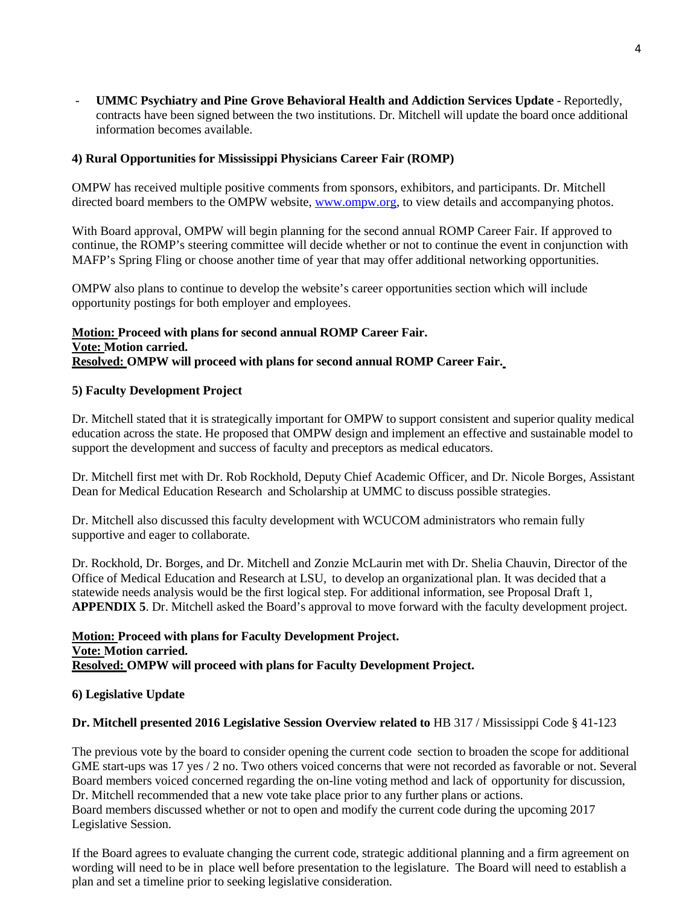- **UMMC Psychiatry and Pine Grove Behavioral Health and Addiction Services Update** - Reportedly, contracts have been signed between the two institutions. Dr. Mitchell will update the board once additional information becomes available.

**4) Rural Opportunities for Mississippi Physicians Career Fair (ROMP)**

OMPW has received multiple positive comments from sponsors, exhibitors, and participants. Dr. Mitchell directed board members to the OMPW website, [www.ompw.org](http://www.ompw.org), to view details and accompanying photos.

With Board approval, OMPW will begin planning for the second annual ROMP Career Fair. If approved to continue, the ROMP's steering committee will decide whether or not to continue the event in conjunction with MAFP's Spring Fling or choose another time of year that may offer additional networking opportunities.

OMPW also plans to continue to develop the website's career opportunities section which will include opportunity postings for both employer and employees.

**Motion: Proceed with plans for second annual ROMP Career Fair.**
**Vote: Motion carried.**
**Resolved: OMPW will proceed with plans for second annual ROMP Career Fair.**

**5) Faculty Development Project**

Dr. Mitchell stated that it is strategically important for OMPW to support consistent and superior quality medical education across the state. He proposed that OMPW design and implement an effective and sustainable model to support the development and success of faculty and preceptors as medical educators.

Dr. Mitchell first met with Dr. Rob Rockhold, Deputy Chief Academic Officer, and Dr. Nicole Borges, Assistant Dean for Medical Education Research and Scholarship at UMMC to discuss possible strategies.

Dr. Mitchell also discussed this faculty development with WCUCOM administrators who remain fully supportive and eager to collaborate.

Dr. Rockhold, Dr. Borges, and Dr. Mitchell and Zonzie McLaurin met with Dr. Shelia Chauvin, Director of the Office of Medical Education and Research at LSU, to develop an organizational plan. It was decided that a statewide needs analysis would be the first logical step. For additional information, see Proposal Draft 1, **APPENDIX 5**. Dr. Mitchell asked the Board's approval to move forward with the faculty development project.

**Motion: Proceed with plans for Faculty Development Project.**
**Vote: Motion carried.**
**Resolved: OMPW will proceed with plans for Faculty Development Project.**

**6) Legislative Update**

**Dr. Mitchell presented 2016 Legislative Session Overview related to** HB 317 / Mississippi Code § 41-123

The previous vote by the board to consider opening the current code section to broaden the scope for additional GME start-ups was 17 yes / 2 no. Two others voiced concerns that were not recorded as favorable or not. Several Board members voiced concerned regarding the on-line voting method and lack of opportunity for discussion, Dr. Mitchell recommended that a new vote take place prior to any further plans or actions.
Board members discussed whether or not to open and modify the current code during the upcoming 2017 Legislative Session.

If the Board agrees to evaluate changing the current code, strategic additional planning and a firm agreement on wording will need to be in place well before presentation to the legislature. The Board will need to establish a plan and set a timeline prior to seeking legislative consideration.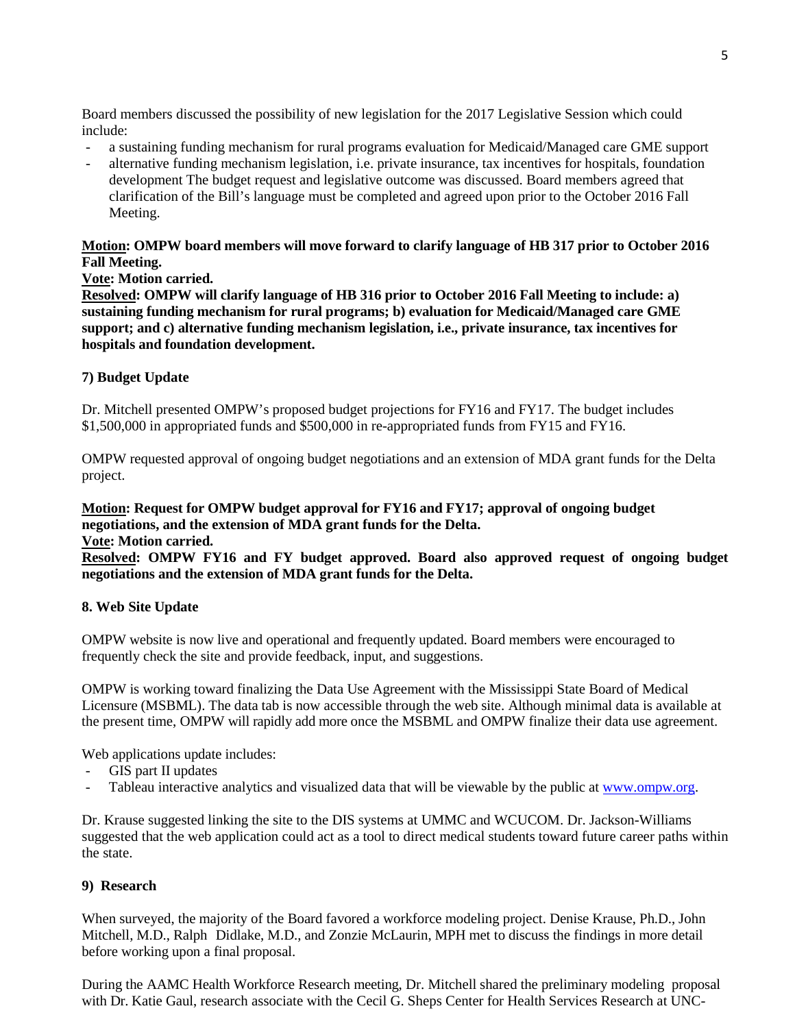Board members discussed the possibility of new legislation for the 2017 Legislative Session which could include:

- a sustaining funding mechanism for rural programs evaluation for Medicaid/Managed care GME support
- alternative funding mechanism legislation, i.e. private insurance, tax incentives for hospitals, foundation development The budget request and legislative outcome was discussed. Board members agreed that clarification of the Bill's language must be completed and agreed upon prior to the October 2016 Fall Meeting.

**Motion: OMPW board members will move forward to clarify language of HB 317 prior to October 2016 Fall Meeting.**

**Vote: Motion carried.**

**Resolved: OMPW will clarify language of HB 316 prior to October 2016 Fall Meeting to include: a) sustaining funding mechanism for rural programs; b) evaluation for Medicaid/Managed care GME support; and c) alternative funding mechanism legislation, i.e., private insurance, tax incentives for hospitals and foundation development.**

### 7) Budget Update

Dr. Mitchell presented OMPW's proposed budget projections for FY16 and FY17. The budget includes $1,500,000 in appropriated funds and $500,000 in re-appropriated funds from FY15 and FY16.

OMPW requested approval of ongoing budget negotiations and an extension of MDA grant funds for the Delta project.

**Motion: Request for OMPW budget approval for FY16 and FY17; approval of ongoing budget negotiations, and the extension of MDA grant funds for the Delta.**

**Vote: Motion carried.**

**Resolved: OMPW FY16 and FY budget approved. Board also approved request of ongoing budget negotiations and the extension of MDA grant funds for the Delta.**

### 8. Web Site Update

OMPW website is now live and operational and frequently updated. Board members were encouraged to frequently check the site and provide feedback, input, and suggestions.

OMPW is working toward finalizing the Data Use Agreement with the Mississippi State Board of Medical Licensure (MSBML). The data tab is now accessible through the web site. Although minimal data is available at the present time, OMPW will rapidly add more once the MSBML and OMPW finalize their data use agreement.

Web applications update includes:

- GIS part II updates
- Tableau interactive analytics and visualized data that will be viewable by the public at [www.ompw.org](http://www.ompw.org).

Dr. Krause suggested linking the site to the DIS systems at UMMC and WCUCOM. Dr. Jackson-Williams suggested that the web application could act as a tool to direct medical students toward future career paths within the state.

### 9) Research

When surveyed, the majority of the Board favored a workforce modeling project. Denise Krause, Ph.D., John Mitchell, M.D., Ralph Didlake, M.D., and Zonzie McLaurin, MPH met to discuss the findings in more detail before working upon a final proposal.

During the AAMC Health Workforce Research meeting, Dr. Mitchell shared the preliminary modeling proposal with Dr. Katie Gaul, research associate with the Cecil G. Sheps Center for Health Services Research at UNC-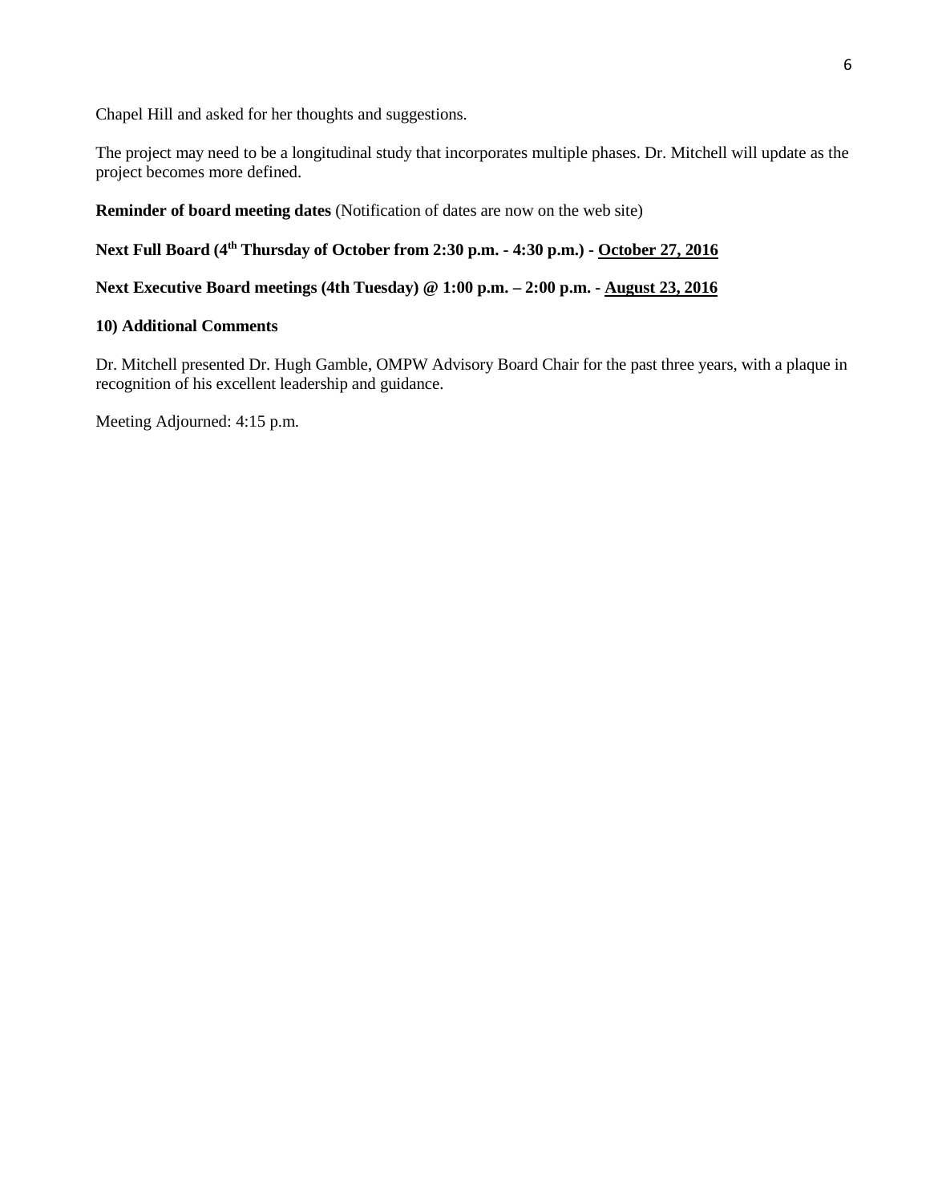Chapel Hill and asked for her thoughts and suggestions.

The project may need to be a longitudinal study that incorporates multiple phases. Dr. Mitchell will update as the project becomes more defined.

**Reminder of board meeting dates** (Notification of dates are now on the web site)

**Next Full Board (4th Thursday of October from 2:30 p.m. - 4:30 p.m.) - October 27, 2016**

**Next Executive Board meetings (4th Tuesday) @ 1:00 p.m. – 2:00 p.m. - August 23, 2016**

**10) Additional Comments**

Dr. Mitchell presented Dr. Hugh Gamble, OMPW Advisory Board Chair for the past three years, with a plaque in recognition of his excellent leadership and guidance.

Meeting Adjourned: 4:15 p.m.